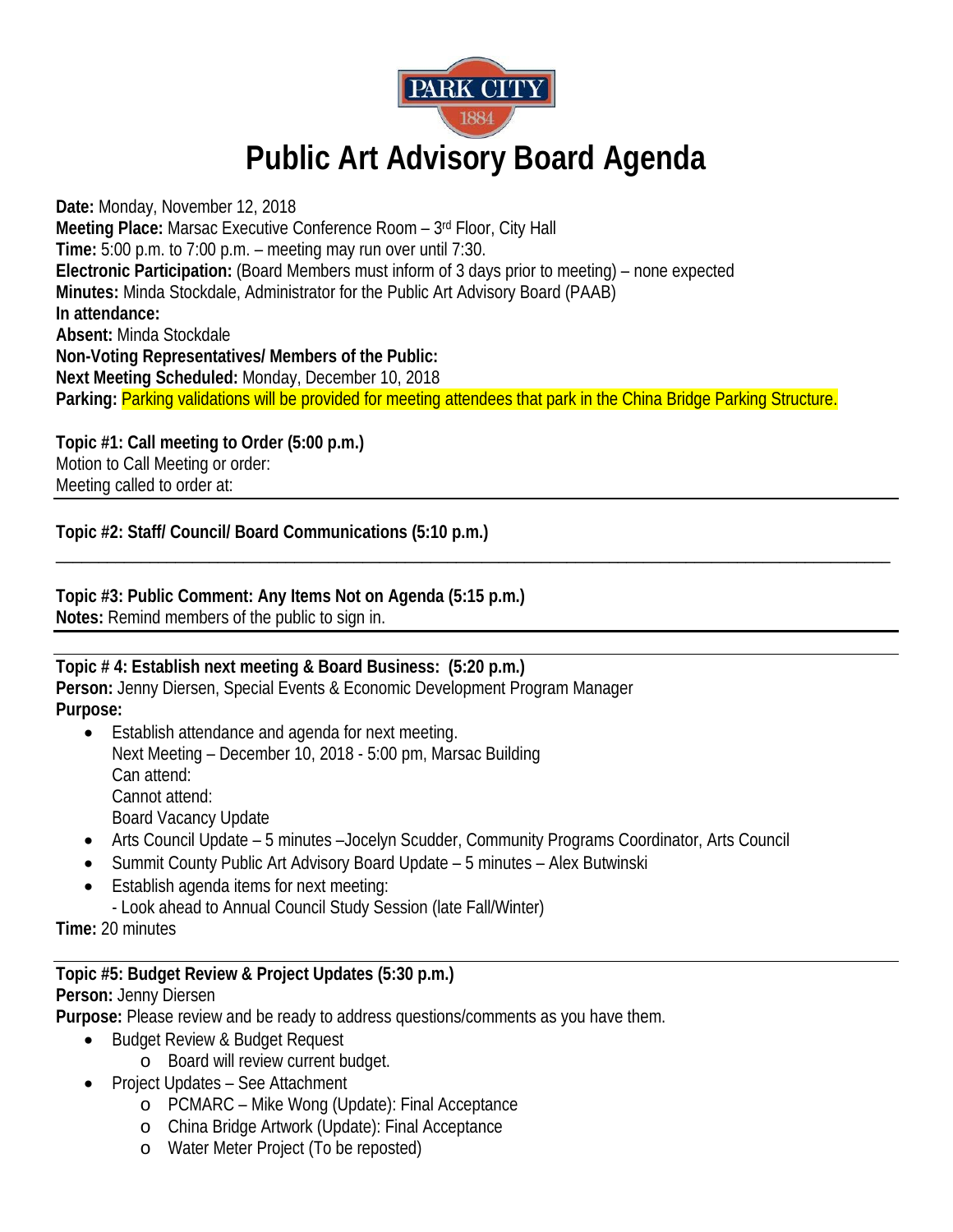# Public Art Advisory Board Agenda

**Date:** Monday, November 12, 2018
**Meeting Place:** Marsac Executive Conference Room – 3rd Floor, City Hall
**Time:** 5:00 p.m. to 7:00 p.m. – meeting may run over until 7:30.
**Electronic Participation:** (Board Members must inform of 3 days prior to meeting) – none expected
**Minutes:** Minda Stockdale, Administrator for the Public Art Advisory Board (PAAB)
**In attendance:**
**Absent:** Minda Stockdale
**Non-Voting Representatives/ Members of the Public:**
**Next Meeting Scheduled:** Monday, December 10, 2018
**Parking:** Parking validations will be provided for meeting attendees that park in the China Bridge Parking Structure.

**Topic #1: Call meeting to Order (5:00 p.m.)**
Motion to Call Meeting or order:
Meeting called to order at:

---

**Topic #2: Staff/ Council/ Board Communications (5:10 p.m.)**

---

**Topic #3: Public Comment: Any Items Not on Agenda (5:15 p.m.)**
**Notes:** Remind members of the public to sign in.

---

**Topic # 4: Establish next meeting & Board Business: (5:20 p.m.)**
**Person:** Jenny Diersen, Special Events & Economic Development Program Manager
**Purpose:**

- Establish attendance and agenda for next meeting.
  Next Meeting – December 10, 2018 - 5:00 pm, Marsac Building
  Can attend:
  Cannot attend:
  Board Vacancy Update
- Arts Council Update – 5 minutes –Jocelyn Scudder, Community Programs Coordinator, Arts Council
- Summit County Public Art Advisory Board Update – 5 minutes – Alex Butwinski
- Establish agenda items for next meeting:
  - Look ahead to Annual Council Study Session (late Fall/Winter)

**Time:** 20 minutes

---

**Topic #5: Budget Review & Project Updates (5:30 p.m.)**
**Person:** Jenny Diersen
**Purpose:** Please review and be ready to address questions/comments as you have them.

- Budget Review & Budget Request
  - Board will review current budget.
- Project Updates – See Attachment
  - PCMARC – Mike Wong (Update): Final Acceptance
  - China Bridge Artwork (Update): Final Acceptance
  - Water Meter Project (To be reposted)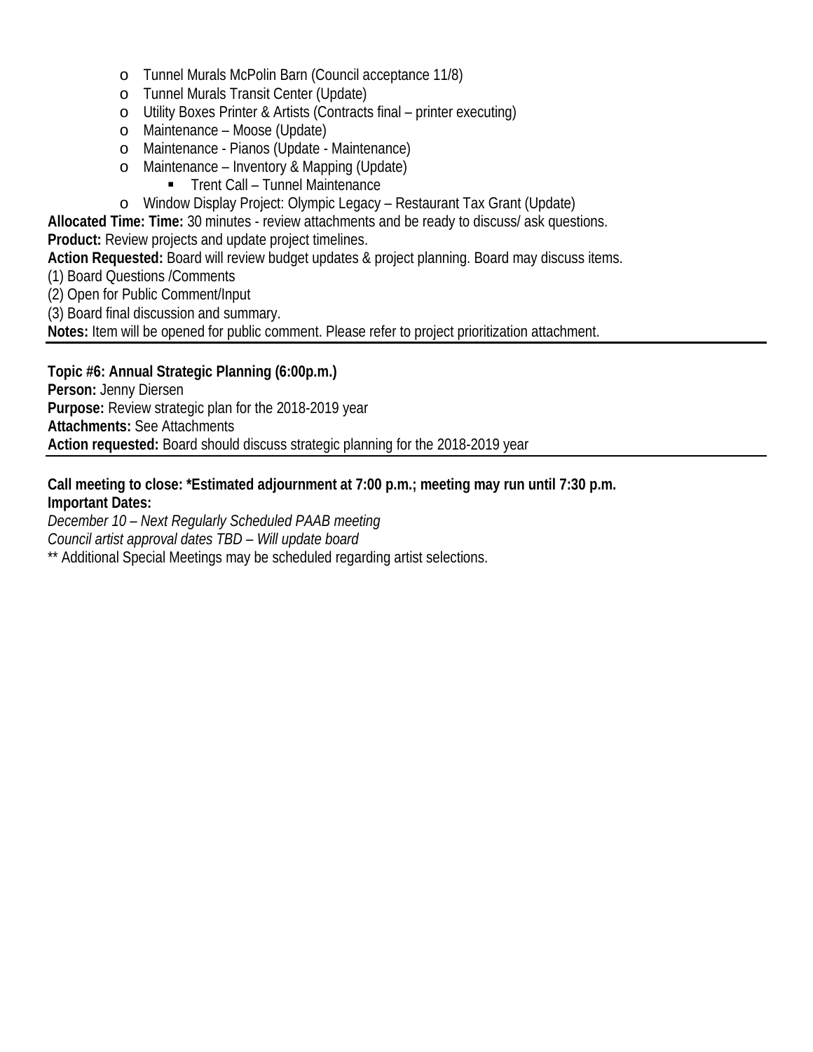- Tunnel Murals McPolin Barn (Council acceptance 11/8)
- Tunnel Murals Transit Center (Update)
- Utility Boxes Printer & Artists (Contracts final – printer executing)
- Maintenance – Moose (Update)
- Maintenance - Pianos (Update - Maintenance)
- Maintenance – Inventory & Mapping (Update)
  - Trent Call – Tunnel Maintenance
- Window Display Project: Olympic Legacy – Restaurant Tax Grant (Update)

**Allocated Time: Time:** 30 minutes - review attachments and be ready to discuss/ ask questions.
**Product:** Review projects and update project timelines.
**Action Requested:** Board will review budget updates & project planning. Board may discuss items.
(1) Board Questions /Comments
(2) Open for Public Comment/Input
(3) Board final discussion and summary.
**Notes:** Item will be opened for public comment. Please refer to project prioritization attachment.

---

**Topic #6: Annual Strategic Planning (6:00p.m.)**
**Person:** Jenny Diersen
**Purpose:** Review strategic plan for the 2018-2019 year
**Attachments:** See Attachments
**Action requested:** Board should discuss strategic planning for the 2018-2019 year

---

**Call meeting to close: *Estimated adjournment at 7:00 p.m.; meeting may run until 7:30 p.m.**
**Important Dates:**
*December 10 – Next Regularly Scheduled PAAB meeting*
*Council artist approval dates TBD – Will update board*
** Additional Special Meetings may be scheduled regarding artist selections.